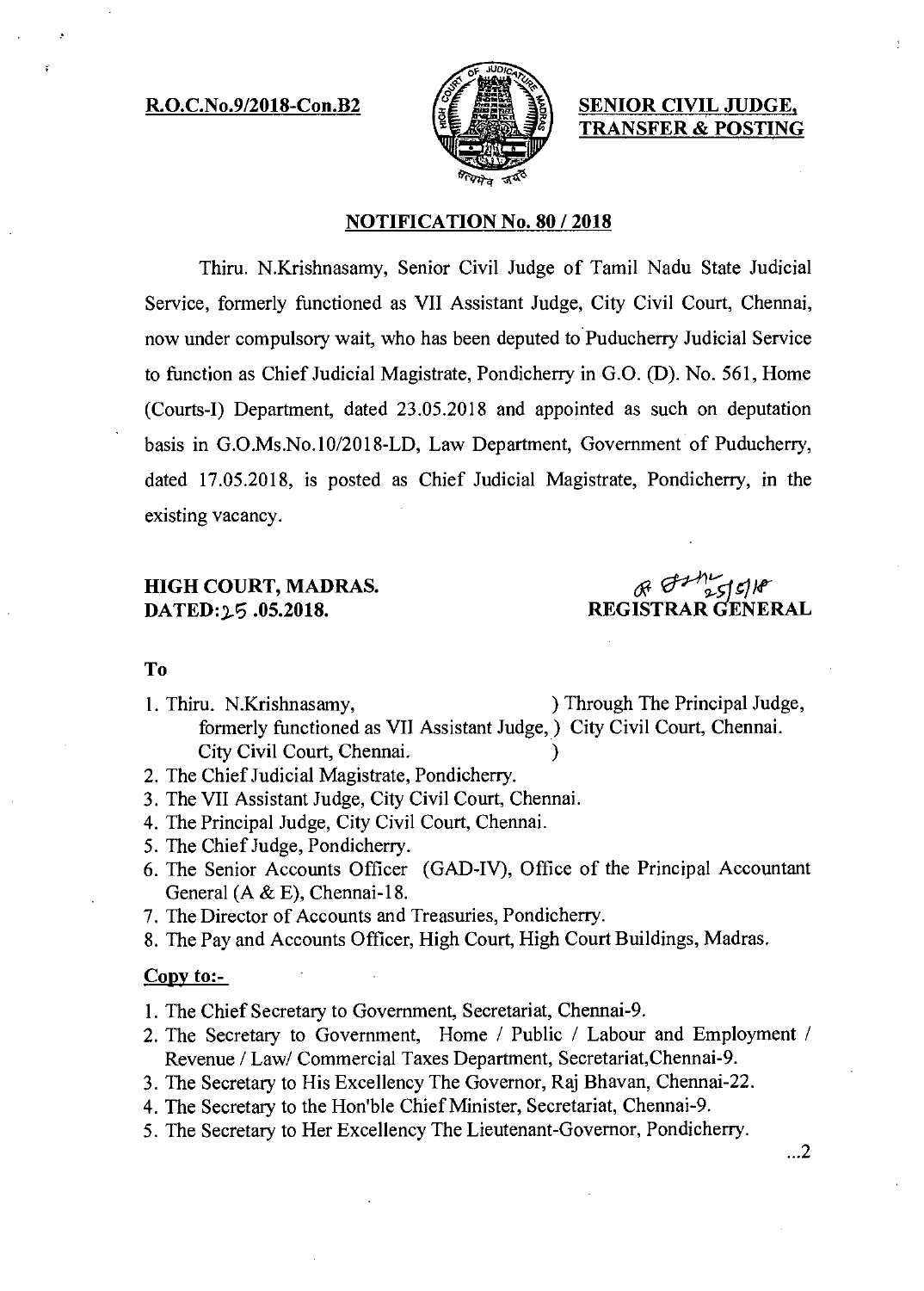**R.O.C.No.9/2018-Con.B2**

**SENIOR CIVIL JUDGE, TRANSFER & POSTING**

**NOTIFICATION No. 80 / 2018**

Thiru. N.Krishnasamy, Senior Civil Judge of Tamil Nadu State Judicial Service, formerly functioned as VII Assistant Judge, City Civil Court, Chennai, now under compulsory wait, who has been deputed to Puducherry Judicial Service to function as Chief Judicial Magistrate, Pondicherry in G.O. (D). No. 561, Home (Courts-I) Department, dated 23.05.2018 and appointed as such on deputation basis in G.O.Ms.No.10/2018-LD, Law Department, Government of Puducherry, dated 17.05.2018, is posted as Chief Judicial Magistrate, Pondicherry, in the existing vacancy.

**HIGH COURT, MADRAS.**
**DATED:25 .05.2018.**

**REGISTRAR GENERAL**

**To**

1. Thiru. N.Krishnasamy, formerly functioned as VII Assistant Judge, City Civil Court, Chennai. ) Through The Principal Judge, City Civil Court, Chennai.
2. The Chief Judicial Magistrate, Pondicherry.
3. The VII Assistant Judge, City Civil Court, Chennai.
4. The Principal Judge, City Civil Court, Chennai.
5. The Chief Judge, Pondicherry.
6. The Senior Accounts Officer (GAD-IV), Office of the Principal Accountant General (A & E), Chennai-18.
7. The Director of Accounts and Treasuries, Pondicherry.
8. The Pay and Accounts Officer, High Court, High Court Buildings, Madras.

**Copy to:-**

1. The Chief Secretary to Government, Secretariat, Chennai-9.
2. The Secretary to Government, Home / Public / Labour and Employment / Revenue / Law/ Commercial Taxes Department, Secretariat,Chennai-9.
3. The Secretary to His Excellency The Governor, Raj Bhavan, Chennai-22.
4. The Secretary to the Hon'ble Chief Minister, Secretariat, Chennai-9.
5. The Secretary to Her Excellency The Lieutenant-Governor, Pondicherry.

...2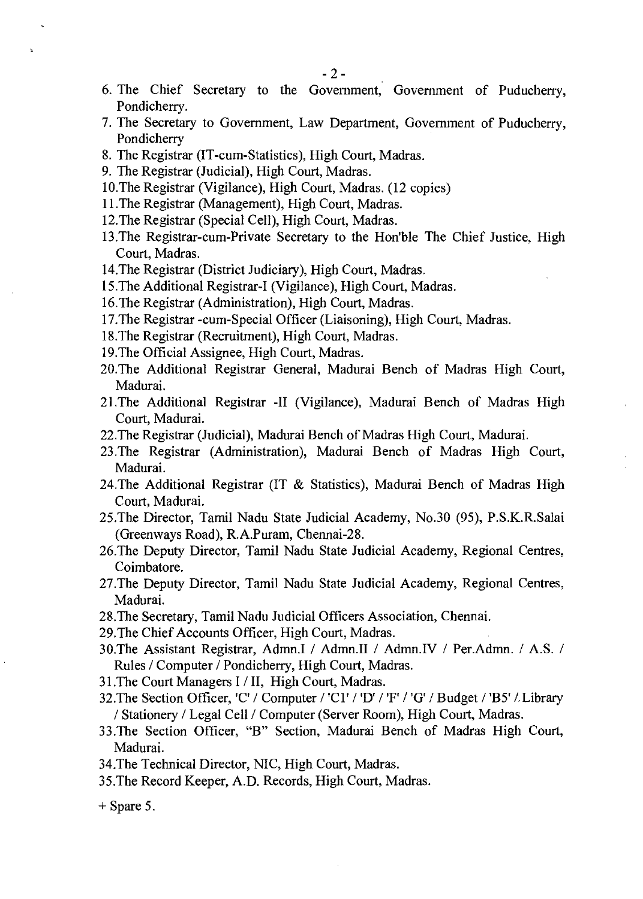6. The Chief Secretary to the Government, Government of Puducherry, Pondicherry.
7. The Secretary to Government, Law Department, Government of Puducherry, Pondicherry
8. The Registrar (IT-cum-Statistics), High Court, Madras.
9. The Registrar (Judicial), High Court, Madras.
10. The Registrar (Vigilance), High Court, Madras. (12 copies)
11. The Registrar (Management), High Court, Madras.
12. The Registrar (Special Cell), High Court, Madras.
13. The Registrar-cum-Private Secretary to the Hon'ble The Chief Justice, High Court, Madras.
14. The Registrar (District Judiciary), High Court, Madras.
15. The Additional Registrar-I (Vigilance), High Court, Madras.
16. The Registrar (Administration), High Court, Madras.
17. The Registrar -cum-Special Officer (Liaisoning), High Court, Madras.
18. The Registrar (Recruitment), High Court, Madras.
19. The Official Assignee, High Court, Madras.
20. The Additional Registrar General, Madurai Bench of Madras High Court, Madurai.
21. The Additional Registrar -II (Vigilance), Madurai Bench of Madras High Court, Madurai.
22. The Registrar (Judicial), Madurai Bench of Madras High Court, Madurai.
23. The Registrar (Administration), Madurai Bench of Madras High Court, Madurai.
24. The Additional Registrar (IT & Statistics), Madurai Bench of Madras High Court, Madurai.
25. The Director, Tamil Nadu State Judicial Academy, No.30 (95), P.S.K.R.Salai (Greenways Road), R.A.Puram, Chennai-28.
26. The Deputy Director, Tamil Nadu State Judicial Academy, Regional Centres, Coimbatore.
27. The Deputy Director, Tamil Nadu State Judicial Academy, Regional Centres, Madurai.
28. The Secretary, Tamil Nadu Judicial Officers Association, Chennai.
29. The Chief Accounts Officer, High Court, Madras.
30. The Assistant Registrar, Admn.I / Admn.II / Admn.IV / Per.Admn. / A.S. / Rules / Computer / Pondicherry, High Court, Madras.
31. The Court Managers I / II, High Court, Madras.
32. The Section Officer, 'C' / Computer / 'C1' / 'D' / 'F' / 'G' / Budget / 'B5' / Library / Stationery / Legal Cell / Computer (Server Room), High Court, Madras.
33. The Section Officer, "B" Section, Madurai Bench of Madras High Court, Madurai.
34. The Technical Director, NIC, High Court, Madras.
35. The Record Keeper, A.D. Records, High Court, Madras.

\+ Spare 5.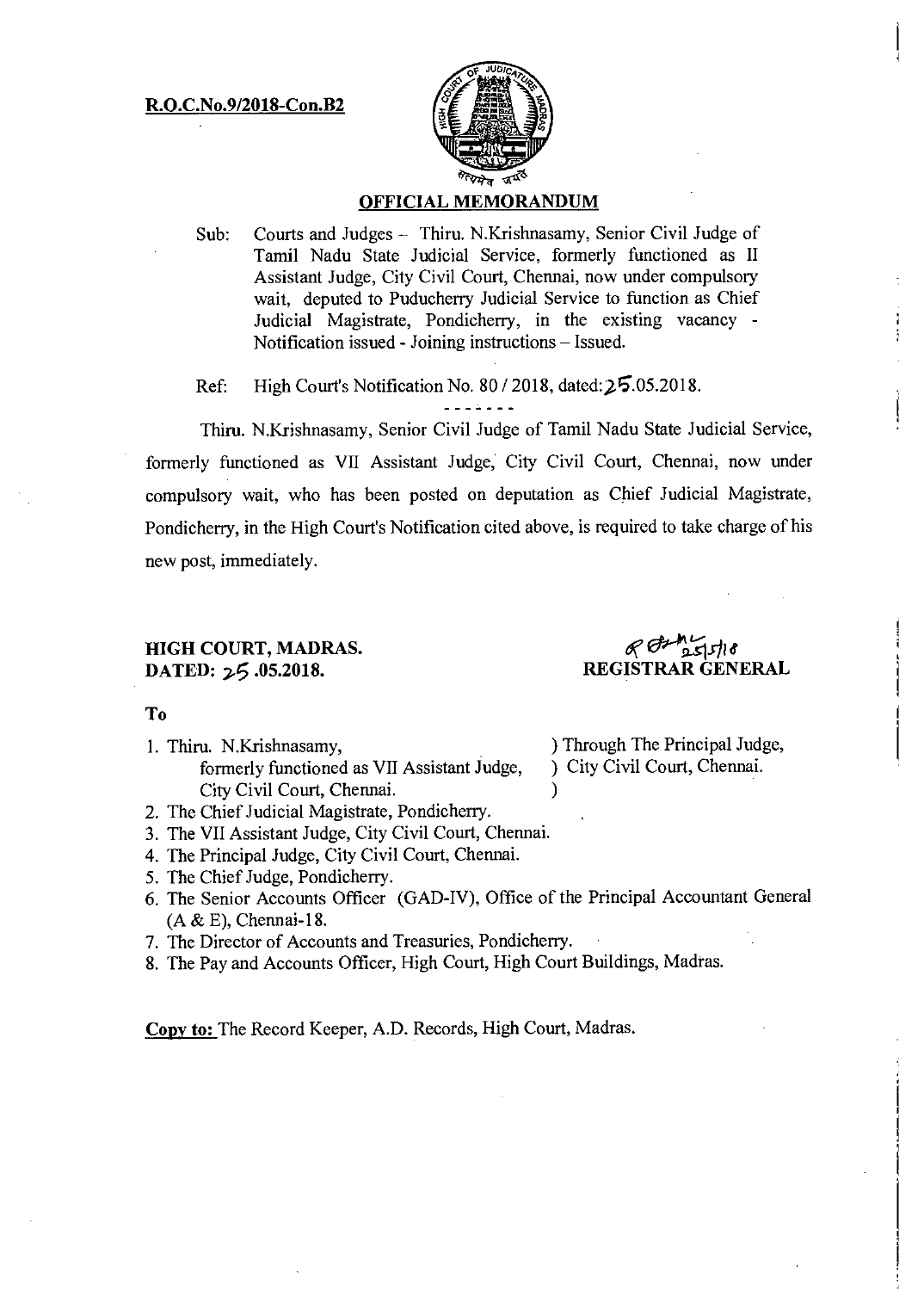**R.O.C.No.9/2018-Con.B2**

## OFFICIAL MEMORANDUM

Sub: Courts and Judges – Thiru. N.Krishnasamy, Senior Civil Judge of Tamil Nadu State Judicial Service, formerly functioned as II Assistant Judge, City Civil Court, Chennai, now under compulsory wait, deputed to Puducherry Judicial Service to function as Chief Judicial Magistrate, Pondicherry, in the existing vacancy - Notification issued - Joining instructions – Issued.

Ref: High Court's Notification No. 80 / 2018, dated: 25.05.2018.

- - - - - - -

Thiru. N.Krishnasamy, Senior Civil Judge of Tamil Nadu State Judicial Service, formerly functioned as VII Assistant Judge, City Civil Court, Chennai, now under compulsory wait, who has been posted on deputation as Chief Judicial Magistrate, Pondicherry, in the High Court's Notification cited above, is required to take charge of his new post, immediately.

**HIGH COURT, MADRAS.**
**DATED: 25.05.2018.**

25/5/18
**REGISTRAR GENERAL**

**To**

1. Thiru. N.Krishnasamy, formerly functioned as VII Assistant Judge, City Civil Court, Chennai. ) Through The Principal Judge, City Civil Court, Chennai.
2. The Chief Judicial Magistrate, Pondicherry.
3. The VII Assistant Judge, City Civil Court, Chennai.
4. The Principal Judge, City Civil Court, Chennai.
5. The Chief Judge, Pondicherry.
6. The Senior Accounts Officer (GAD-IV), Office of the Principal Accountant General (A & E), Chennai-18.
7. The Director of Accounts and Treasuries, Pondicherry.
8. The Pay and Accounts Officer, High Court, High Court Buildings, Madras.

**Copy to:** The Record Keeper, A.D. Records, High Court, Madras.